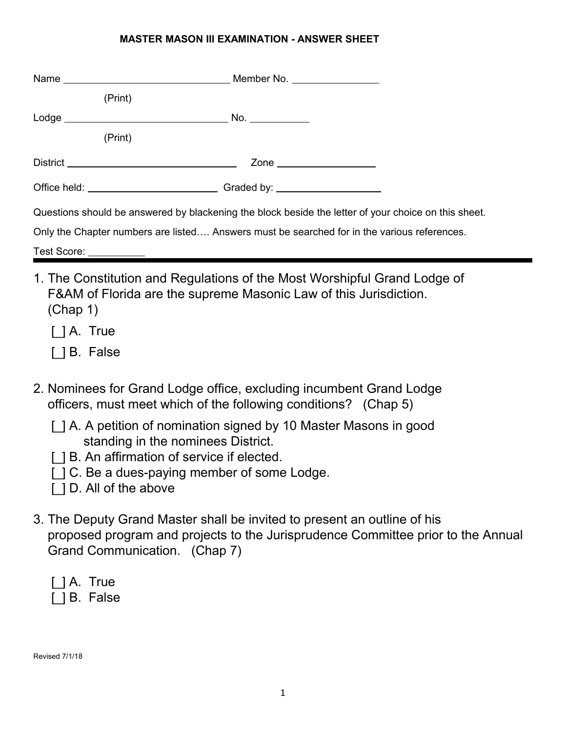**MASTER MASON III EXAMINATION - ANSWER SHEET**

Name ______________________________ Member No. _______________

(Print)

Lodge ______________________________ No. ___________

(Print)

District ______________________________ Zone _________________

Office held: _______________________ Graded by: ___________________

Questions should be answered by blackening the block beside the letter of your choice on this sheet.

Only the Chapter numbers are listed…. Answers must be searched for in the various references.

Test Score: __________

---

1. The Constitution and Regulations of the Most Worshipful Grand Lodge of F&AM of Florida are the supreme Masonic Law of this Jurisdiction. (Chap 1)

   [_] A. True

   [_] B. False

2. Nominees for Grand Lodge office, excluding incumbent Grand Lodge officers, must meet which of the following conditions? (Chap 5)

   [_] A. A petition of nomination signed by 10 Master Masons in good standing in the nominees District.
   [_] B. An affirmation of service if elected.
   [_] C. Be a dues-paying member of some Lodge.
   [_] D. All of the above

3. The Deputy Grand Master shall be invited to present an outline of his proposed program and projects to the Jurisprudence Committee prior to the Annual Grand Communication. (Chap 7)

   [_] A. True
   [_] B. False

Revised 7/1/18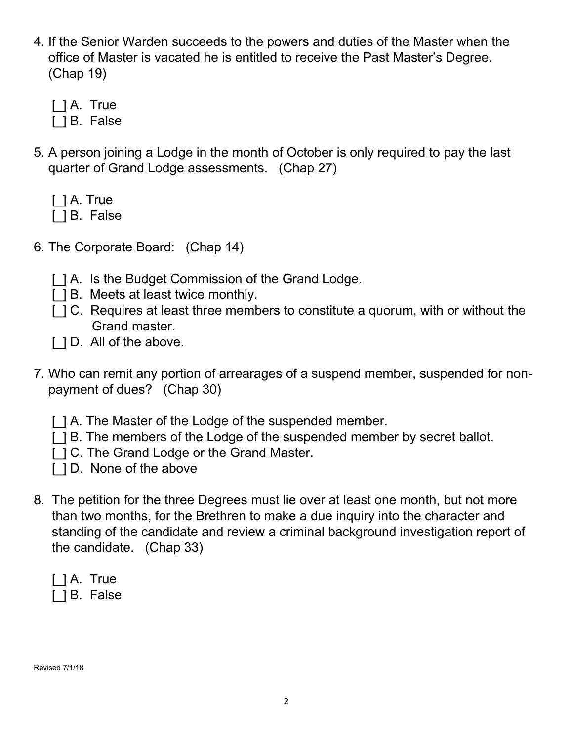4. If the Senior Warden succeeds to the powers and duties of the Master when the office of Master is vacated he is entitled to receive the Past Master's Degree. (Chap 19)

   [ ] A. True
   [ ] B. False

5. A person joining a Lodge in the month of October is only required to pay the last quarter of Grand Lodge assessments. (Chap 27)

   [ ] A. True
   [ ] B. False

6. The Corporate Board: (Chap 14)

   [ ] A. Is the Budget Commission of the Grand Lodge.
   [ ] B. Meets at least twice monthly.
   [ ] C. Requires at least three members to constitute a quorum, with or without the Grand master.
   [ ] D. All of the above.

7. Who can remit any portion of arrearages of a suspend member, suspended for non-payment of dues? (Chap 30)

   [ ] A. The Master of the Lodge of the suspended member.
   [ ] B. The members of the Lodge of the suspended member by secret ballot.
   [ ] C. The Grand Lodge or the Grand Master.
   [ ] D. None of the above

8. The petition for the three Degrees must lie over at least one month, but not more than two months, for the Brethren to make a due inquiry into the character and standing of the candidate and review a criminal background investigation report of the candidate. (Chap 33)

   [ ] A. True
   [ ] B. False

Revised 7/1/18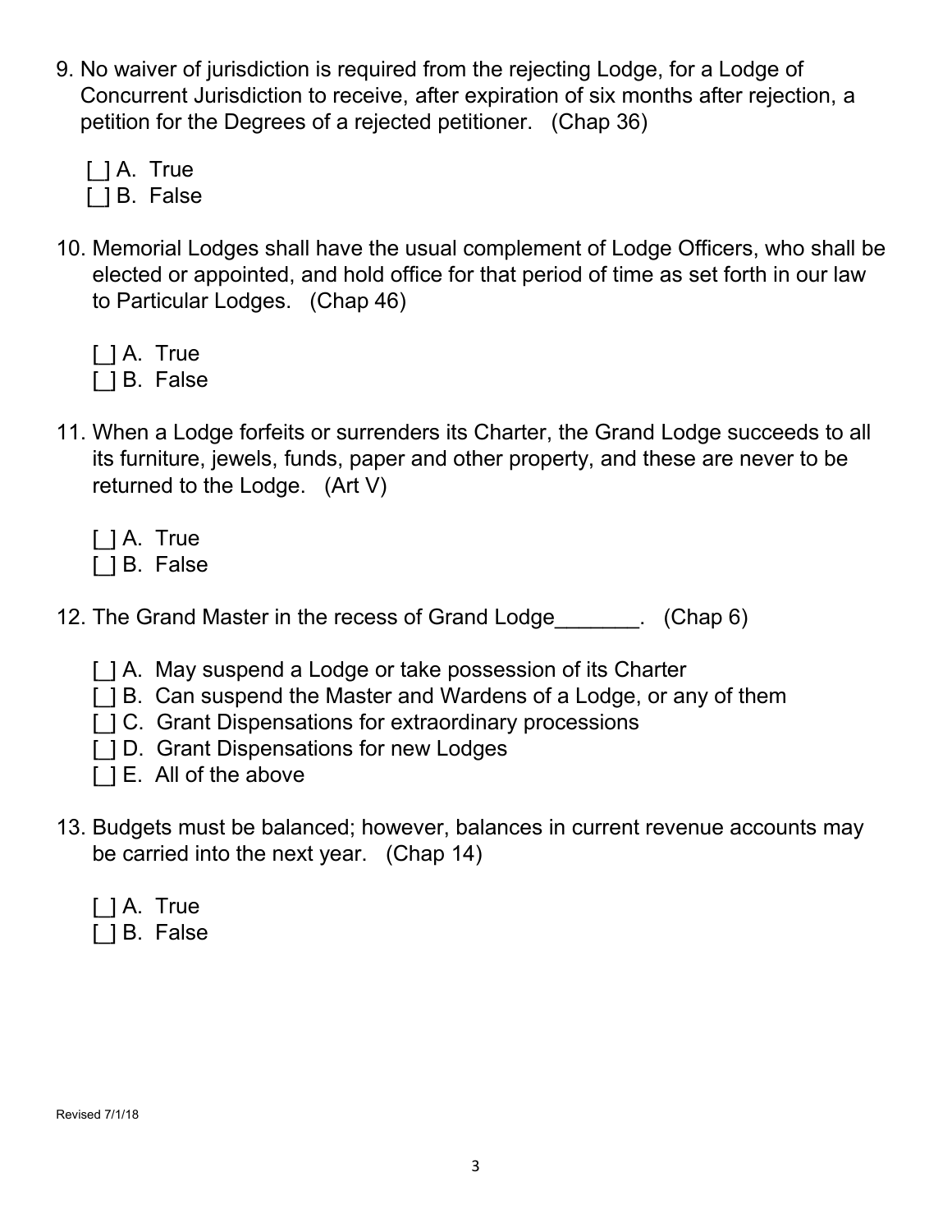9. No waiver of jurisdiction is required from the rejecting Lodge, for a Lodge of Concurrent Jurisdiction to receive, after expiration of six months after rejection, a petition for the Degrees of a rejected petitioner. (Chap 36)

   [ ] A. True
   [ ] B. False

10. Memorial Lodges shall have the usual complement of Lodge Officers, who shall be elected or appointed, and hold office for that period of time as set forth in our law to Particular Lodges. (Chap 46)

    [ ] A. True
    [ ] B. False

11. When a Lodge forfeits or surrenders its Charter, the Grand Lodge succeeds to all its furniture, jewels, funds, paper and other property, and these are never to be returned to the Lodge. (Art V)

    [ ] A. True
    [ ] B. False

12. The Grand Master in the recess of Grand Lodge_______. (Chap 6)

    [ ] A. May suspend a Lodge or take possession of its Charter
    [ ] B. Can suspend the Master and Wardens of a Lodge, or any of them
    [ ] C. Grant Dispensations for extraordinary processions
    [ ] D. Grant Dispensations for new Lodges
    [ ] E. All of the above

13. Budgets must be balanced; however, balances in current revenue accounts may be carried into the next year. (Chap 14)

    [ ] A. True
    [ ] B. False

Revised 7/1/18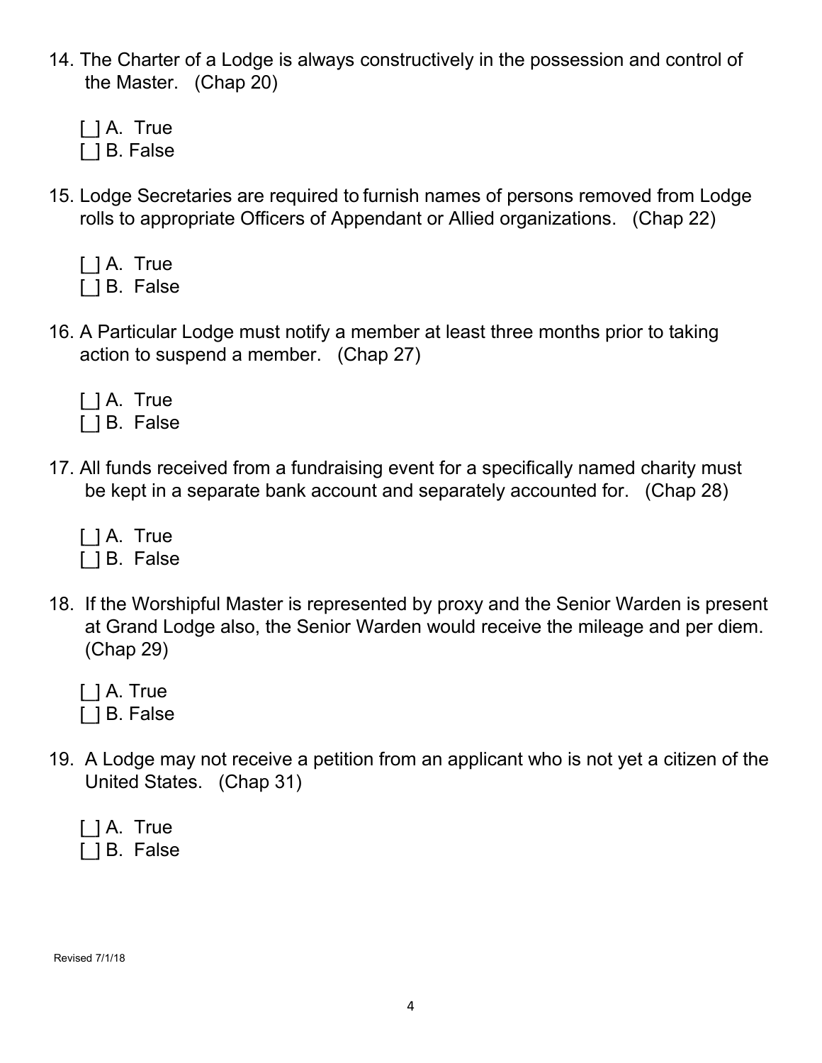14. The Charter of a Lodge is always constructively in the possession and control of the Master. (Chap 20)

    [ ] A. True
    [ ] B. False

15. Lodge Secretaries are required to furnish names of persons removed from Lodge rolls to appropriate Officers of Appendant or Allied organizations. (Chap 22)

    [ ] A. True
    [ ] B. False

16. A Particular Lodge must notify a member at least three months prior to taking action to suspend a member. (Chap 27)

    [ ] A. True
    [ ] B. False

17. All funds received from a fundraising event for a specifically named charity must be kept in a separate bank account and separately accounted for. (Chap 28)

    [ ] A. True
    [ ] B. False

18. If the Worshipful Master is represented by proxy and the Senior Warden is present at Grand Lodge also, the Senior Warden would receive the mileage and per diem. (Chap 29)

    [ ] A. True
    [ ] B. False

19. A Lodge may not receive a petition from an applicant who is not yet a citizen of the United States. (Chap 31)

    [ ] A. True
    [ ] B. False

Revised 7/1/18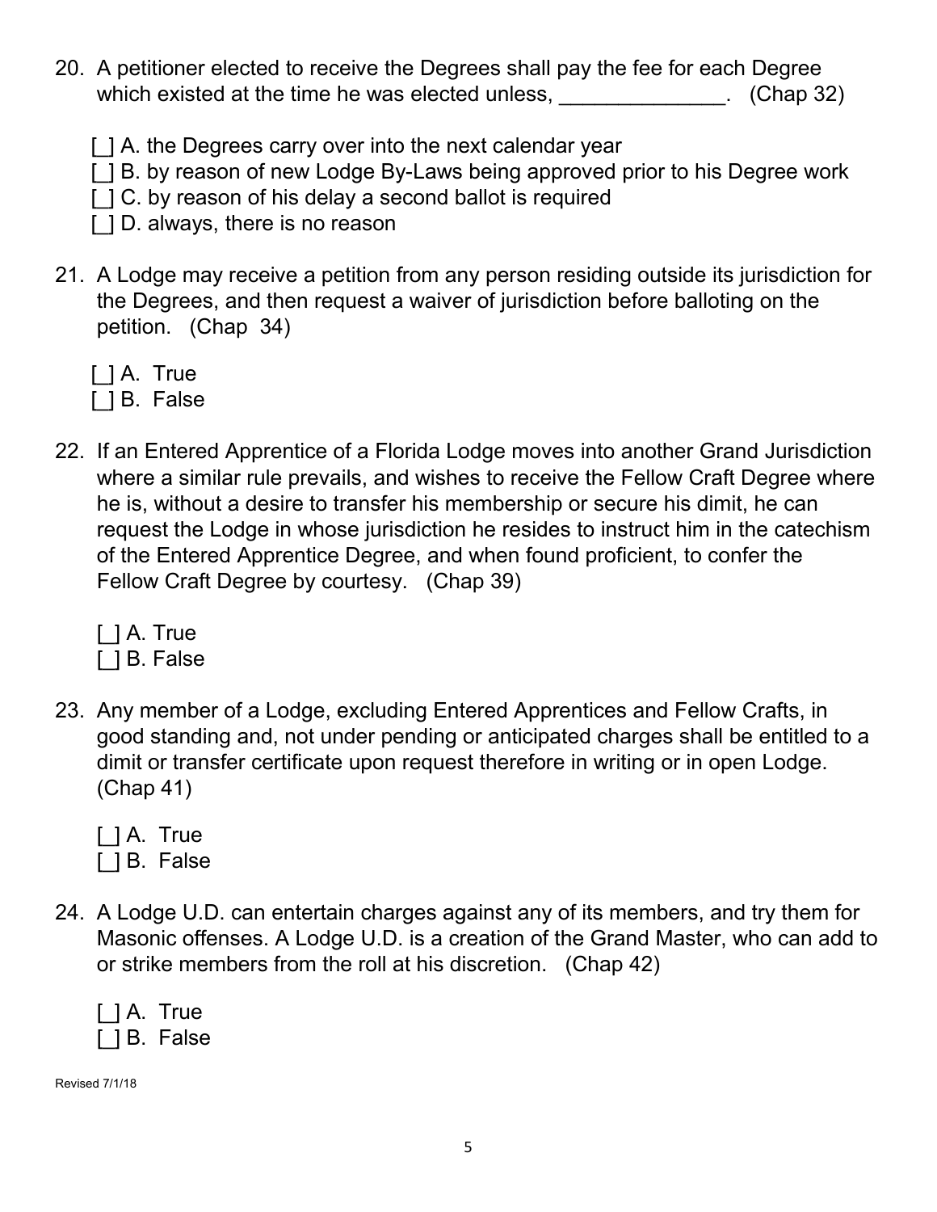20. A petitioner elected to receive the Degrees shall pay the fee for each Degree which existed at the time he was elected unless, ______________. (Chap 32)

    [ ] A. the Degrees carry over into the next calendar year
    [ ] B. by reason of new Lodge By-Laws being approved prior to his Degree work
    [ ] C. by reason of his delay a second ballot is required
    [ ] D. always, there is no reason

21. A Lodge may receive a petition from any person residing outside its jurisdiction for the Degrees, and then request a waiver of jurisdiction before balloting on the petition. (Chap 34)

    [ ] A. True
    [ ] B. False

22. If an Entered Apprentice of a Florida Lodge moves into another Grand Jurisdiction where a similar rule prevails, and wishes to receive the Fellow Craft Degree where he is, without a desire to transfer his membership or secure his dimit, he can request the Lodge in whose jurisdiction he resides to instruct him in the catechism of the Entered Apprentice Degree, and when found proficient, to confer the Fellow Craft Degree by courtesy. (Chap 39)

    [ ] A. True
    [ ] B. False

23. Any member of a Lodge, excluding Entered Apprentices and Fellow Crafts, in good standing and, not under pending or anticipated charges shall be entitled to a dimit or transfer certificate upon request therefore in writing or in open Lodge. (Chap 41)

    [ ] A. True
    [ ] B. False

24. A Lodge U.D. can entertain charges against any of its members, and try them for Masonic offenses. A Lodge U.D. is a creation of the Grand Master, who can add to or strike members from the roll at his discretion. (Chap 42)

    [ ] A. True
    [ ] B. False

Revised 7/1/18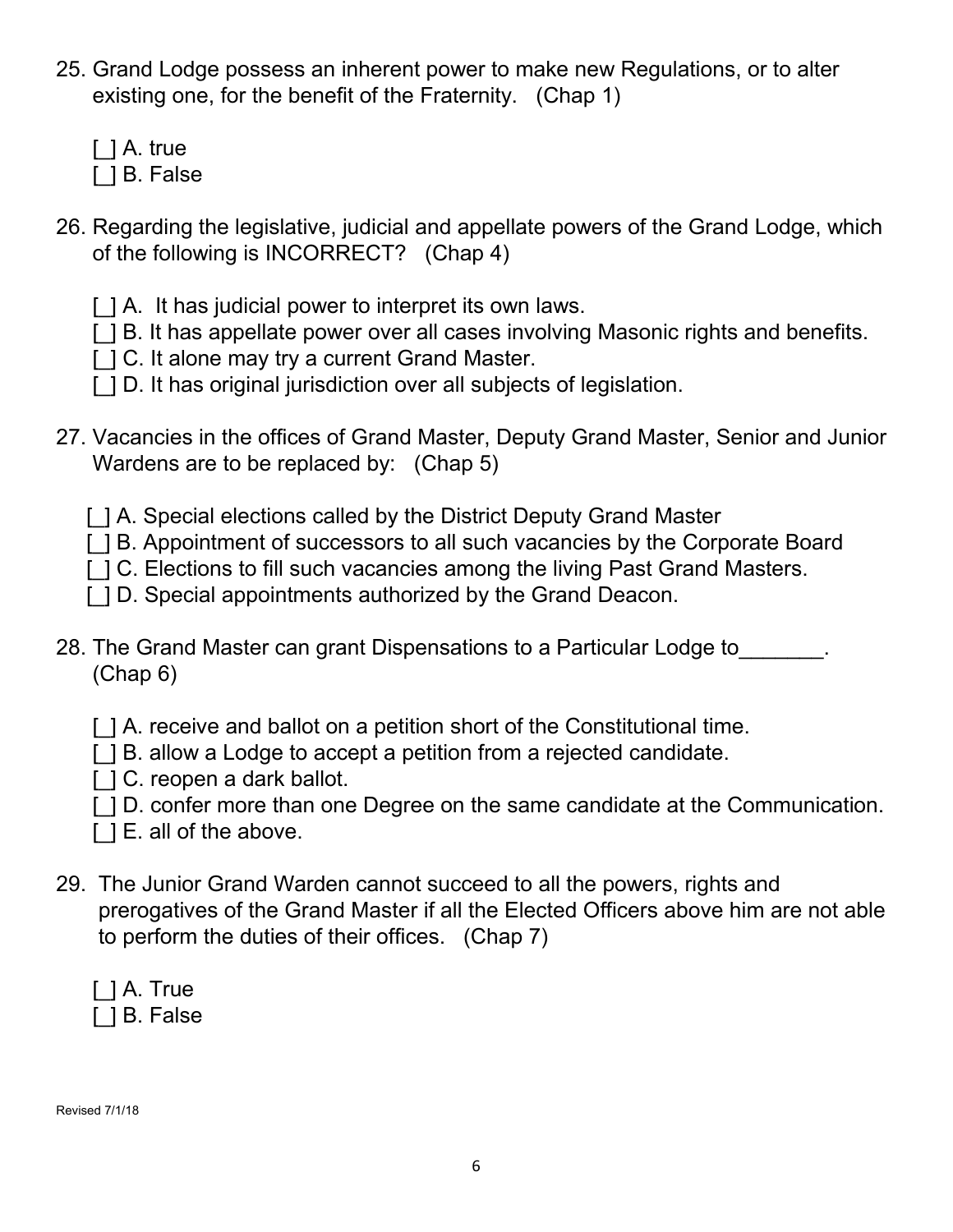25. Grand Lodge possess an inherent power to make new Regulations, or to alter existing one, for the benefit of the Fraternity. (Chap 1)

    [ ] A. true
    [ ] B. False

26. Regarding the legislative, judicial and appellate powers of the Grand Lodge, which of the following is INCORRECT? (Chap 4)

    [ ] A. It has judicial power to interpret its own laws.
    [ ] B. It has appellate power over all cases involving Masonic rights and benefits.
    [ ] C. It alone may try a current Grand Master.
    [ ] D. It has original jurisdiction over all subjects of legislation.

27. Vacancies in the offices of Grand Master, Deputy Grand Master, Senior and Junior Wardens are to be replaced by: (Chap 5)

    [ ] A. Special elections called by the District Deputy Grand Master
    [ ] B. Appointment of successors to all such vacancies by the Corporate Board
    [ ] C. Elections to fill such vacancies among the living Past Grand Masters.
    [ ] D. Special appointments authorized by the Grand Deacon.

28. The Grand Master can grant Dispensations to a Particular Lodge to_______. (Chap 6)

    [ ] A. receive and ballot on a petition short of the Constitutional time.
    [ ] B. allow a Lodge to accept a petition from a rejected candidate.
    [ ] C. reopen a dark ballot.
    [ ] D. confer more than one Degree on the same candidate at the Communication.
    [ ] E. all of the above.

29. The Junior Grand Warden cannot succeed to all the powers, rights and prerogatives of the Grand Master if all the Elected Officers above him are not able to perform the duties of their offices. (Chap 7)

    [ ] A. True
    [ ] B. False

Revised 7/1/18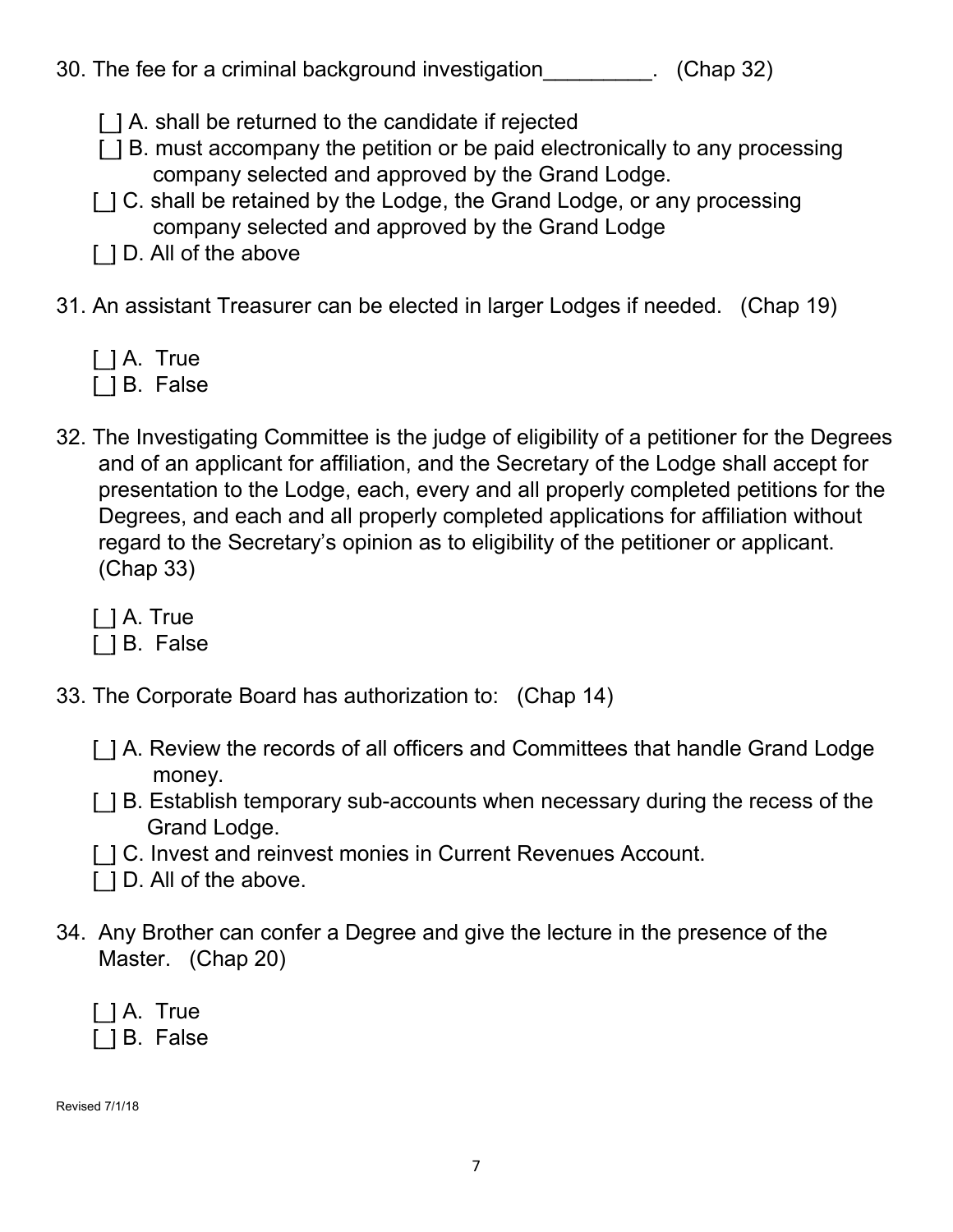30. The fee for a criminal background investigation_________. (Chap 32)

    [ ] A. shall be returned to the candidate if rejected
    [ ] B. must accompany the petition or be paid electronically to any processing company selected and approved by the Grand Lodge.
    [ ] C. shall be retained by the Lodge, the Grand Lodge, or any processing company selected and approved by the Grand Lodge
    [ ] D. All of the above

31. An assistant Treasurer can be elected in larger Lodges if needed. (Chap 19)

    [ ] A. True
    [ ] B. False

32. The Investigating Committee is the judge of eligibility of a petitioner for the Degrees and of an applicant for affiliation, and the Secretary of the Lodge shall accept for presentation to the Lodge, each, every and all properly completed petitions for the Degrees, and each and all properly completed applications for affiliation without regard to the Secretary's opinion as to eligibility of the petitioner or applicant. (Chap 33)

    [ ] A. True
    [ ] B. False

33. The Corporate Board has authorization to: (Chap 14)

    [ ] A. Review the records of all officers and Committees that handle Grand Lodge money.
    [ ] B. Establish temporary sub-accounts when necessary during the recess of the Grand Lodge.
    [ ] C. Invest and reinvest monies in Current Revenues Account.
    [ ] D. All of the above.

34. Any Brother can confer a Degree and give the lecture in the presence of the Master. (Chap 20)

    [ ] A. True
    [ ] B. False

Revised 7/1/18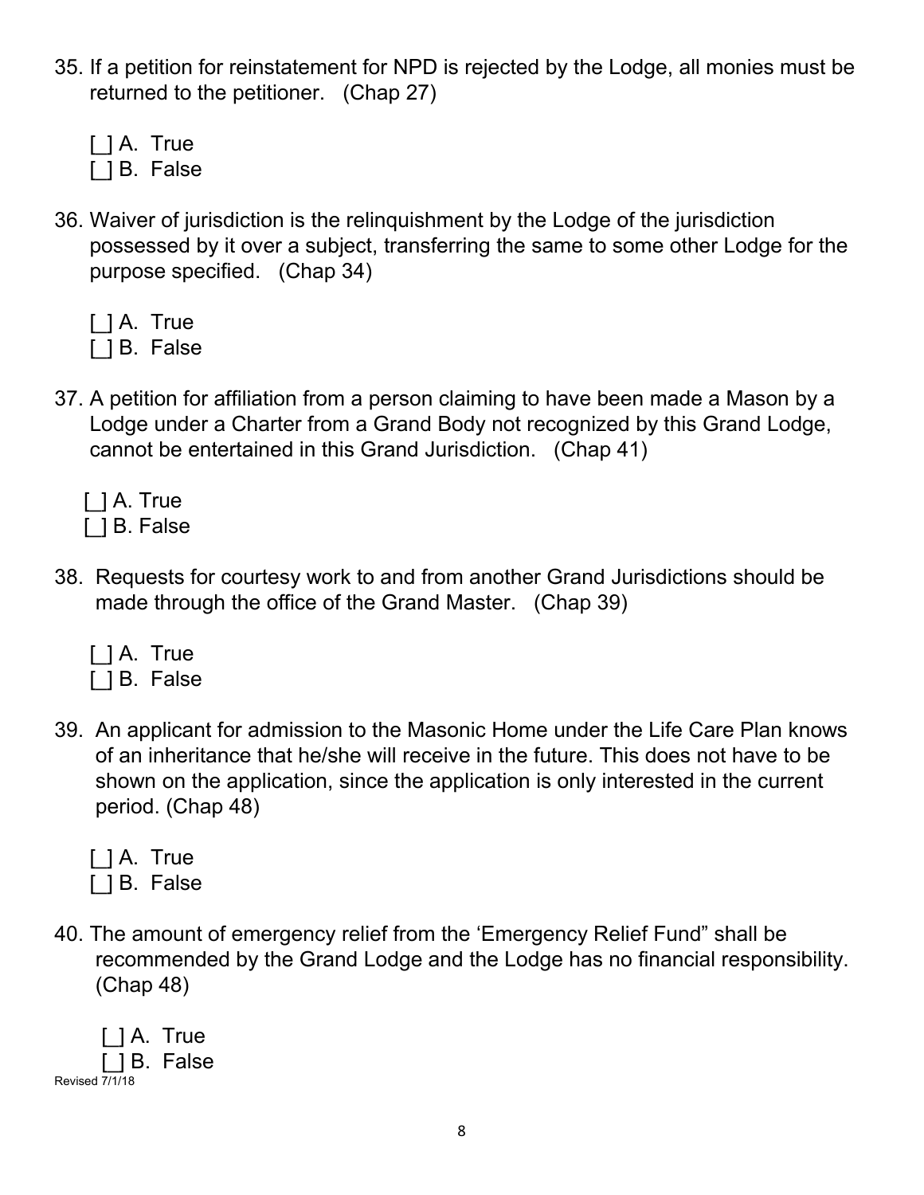35. If a petition for reinstatement for NPD is rejected by the Lodge, all monies must be returned to the petitioner. (Chap 27)

    [ ] A. True
    [ ] B. False

36. Waiver of jurisdiction is the relinquishment by the Lodge of the jurisdiction possessed by it over a subject, transferring the same to some other Lodge for the purpose specified. (Chap 34)

    [ ] A. True
    [ ] B. False

37. A petition for affiliation from a person claiming to have been made a Mason by a Lodge under a Charter from a Grand Body not recognized by this Grand Lodge, cannot be entertained in this Grand Jurisdiction. (Chap 41)

    [ ] A. True
    [ ] B. False

38. Requests for courtesy work to and from another Grand Jurisdictions should be made through the office of the Grand Master. (Chap 39)

    [ ] A. True
    [ ] B. False

39. An applicant for admission to the Masonic Home under the Life Care Plan knows of an inheritance that he/she will receive in the future. This does not have to be shown on the application, since the application is only interested in the current period. (Chap 48)

    [ ] A. True
    [ ] B. False

40. The amount of emergency relief from the 'Emergency Relief Fund" shall be recommended by the Grand Lodge and the Lodge has no financial responsibility. (Chap 48)

    [ ] A. True
    [ ] B. False

Revised 7/1/18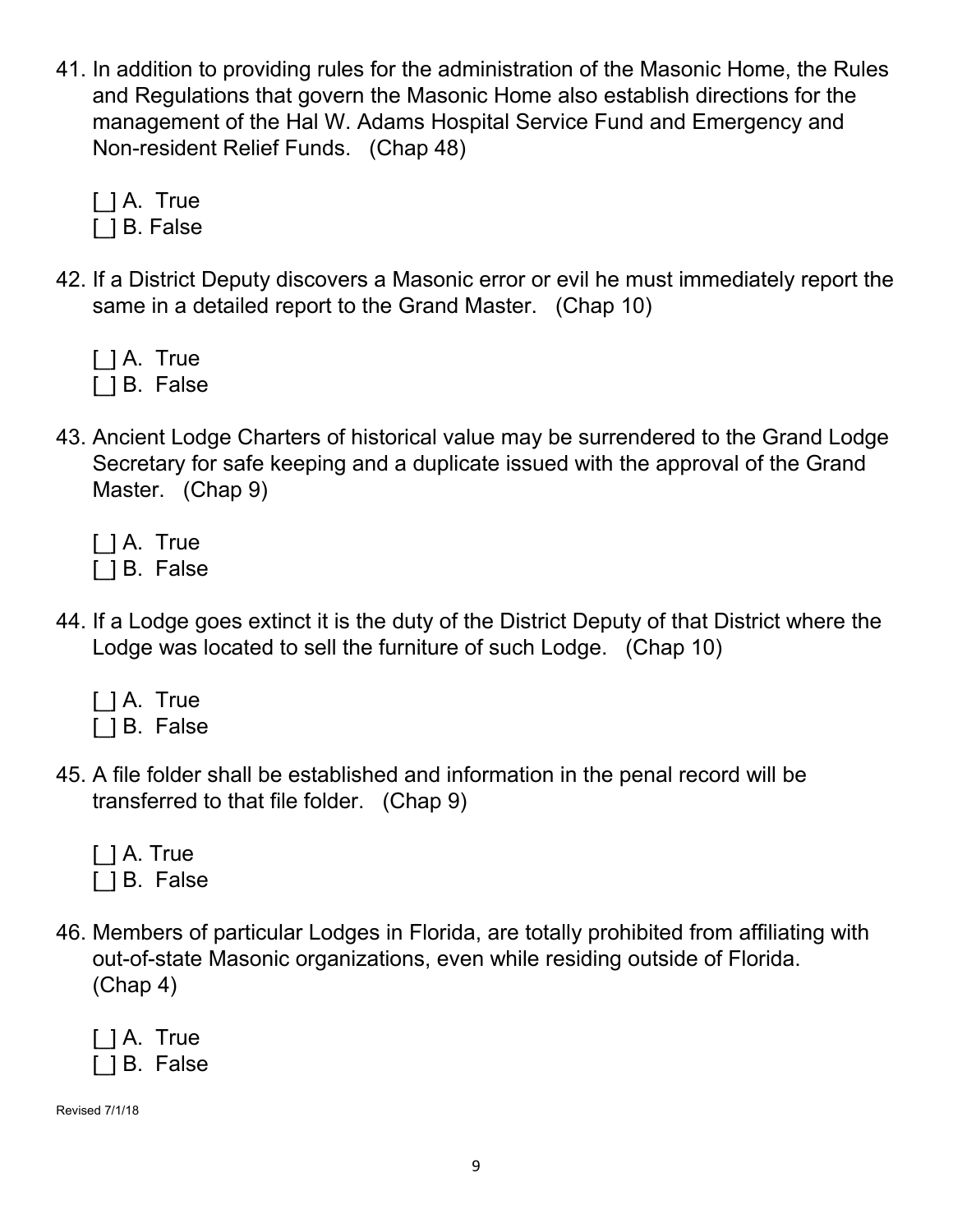41. In addition to providing rules for the administration of the Masonic Home, the Rules and Regulations that govern the Masonic Home also establish directions for the management of the Hal W. Adams Hospital Service Fund and Emergency and Non-resident Relief Funds. (Chap 48)

    [ ] A. True
    [ ] B. False

42. If a District Deputy discovers a Masonic error or evil he must immediately report the same in a detailed report to the Grand Master. (Chap 10)

    [ ] A. True
    [ ] B. False

43. Ancient Lodge Charters of historical value may be surrendered to the Grand Lodge Secretary for safe keeping and a duplicate issued with the approval of the Grand Master. (Chap 9)

    [ ] A. True
    [ ] B. False

44. If a Lodge goes extinct it is the duty of the District Deputy of that District where the Lodge was located to sell the furniture of such Lodge. (Chap 10)

    [ ] A. True
    [ ] B. False

45. A file folder shall be established and information in the penal record will be transferred to that file folder. (Chap 9)

    [ ] A. True
    [ ] B. False

46. Members of particular Lodges in Florida, are totally prohibited from affiliating with out-of-state Masonic organizations, even while residing outside of Florida. (Chap 4)

    [ ] A. True
    [ ] B. False

Revised 7/1/18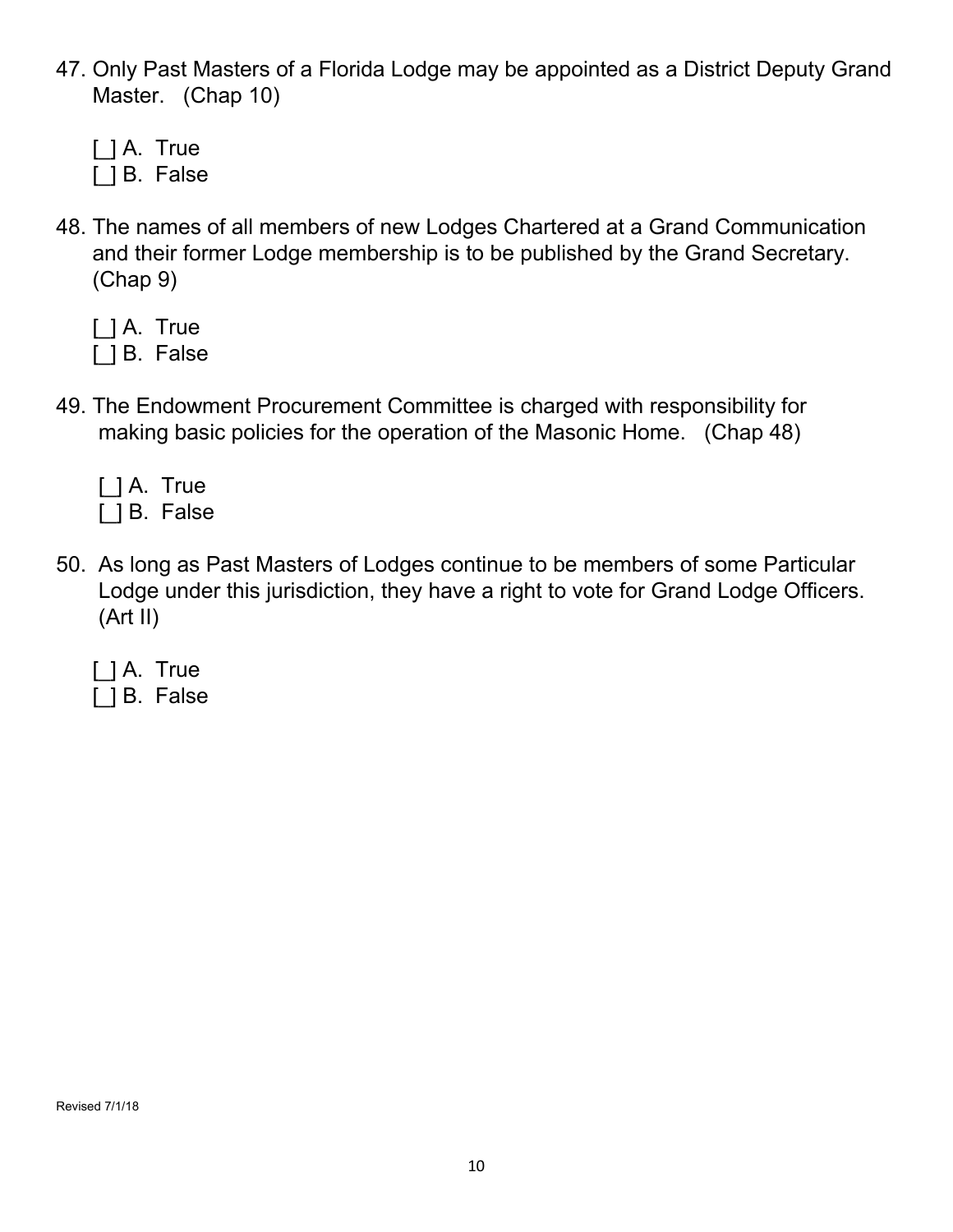47. Only Past Masters of a Florida Lodge may be appointed as a District Deputy Grand Master. (Chap 10)

    [ ] A. True
    [ ] B. False

48. The names of all members of new Lodges Chartered at a Grand Communication and their former Lodge membership is to be published by the Grand Secretary. (Chap 9)

    [ ] A. True
    [ ] B. False

49. The Endowment Procurement Committee is charged with responsibility for making basic policies for the operation of the Masonic Home. (Chap 48)

    [ ] A. True
    [ ] B. False

50. As long as Past Masters of Lodges continue to be members of some Particular Lodge under this jurisdiction, they have a right to vote for Grand Lodge Officers. (Art II)

    [ ] A. True
    [ ] B. False

Revised 7/1/18